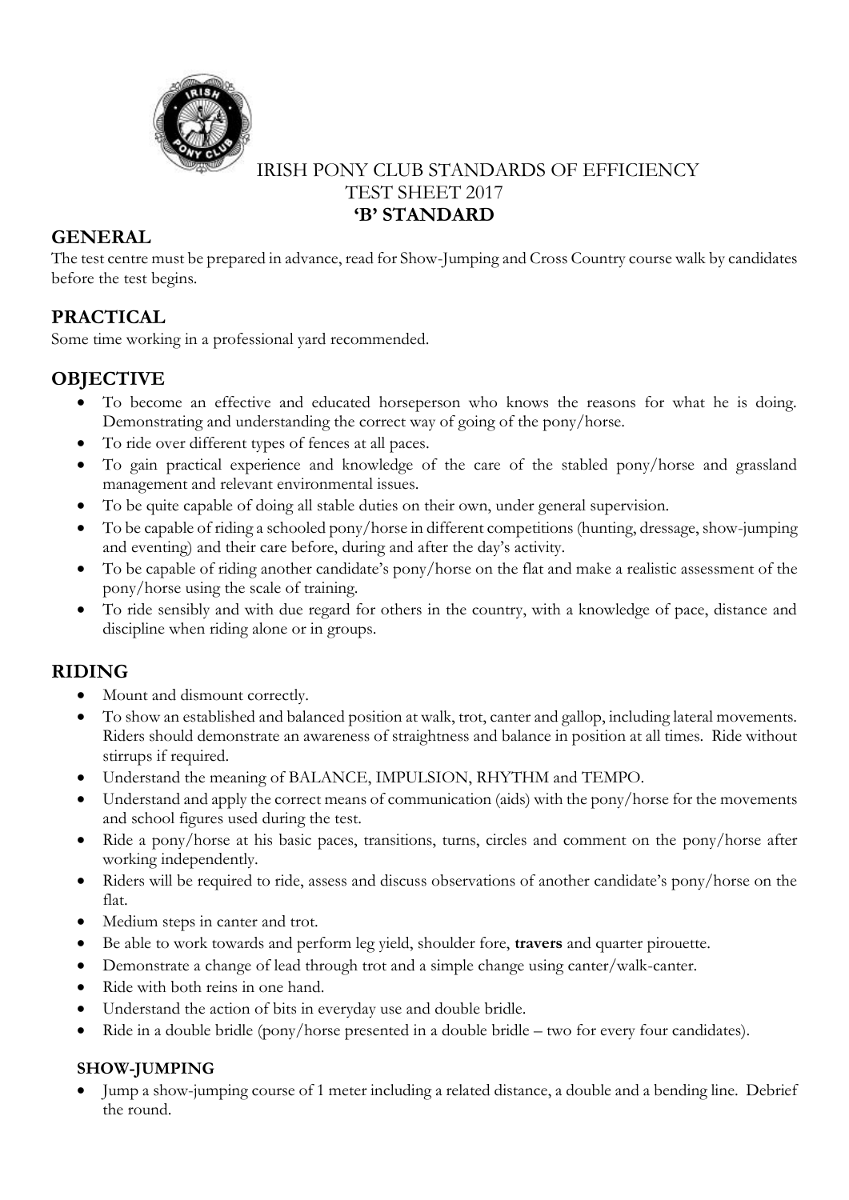# IRISH PONY CLUB STANDARDS OF EFFICIENCY
## TEST SHEET 2017
## **'B' STANDARD**

## GENERAL

The test centre must be prepared in advance, read for Show-Jumping and Cross Country course walk by candidates before the test begins.

## PRACTICAL

Some time working in a professional yard recommended.

## OBJECTIVE

- To become an effective and educated horseperson who knows the reasons for what he is doing. Demonstrating and understanding the correct way of going of the pony/horse.
- To ride over different types of fences at all paces.
- To gain practical experience and knowledge of the care of the stabled pony/horse and grassland management and relevant environmental issues.
- To be quite capable of doing all stable duties on their own, under general supervision.
- To be capable of riding a schooled pony/horse in different competitions (hunting, dressage, show-jumping and eventing) and their care before, during and after the day's activity.
- To be capable of riding another candidate's pony/horse on the flat and make a realistic assessment of the pony/horse using the scale of training.
- To ride sensibly and with due regard for others in the country, with a knowledge of pace, distance and discipline when riding alone or in groups.

## RIDING

- Mount and dismount correctly.
- To show an established and balanced position at walk, trot, canter and gallop, including lateral movements. Riders should demonstrate an awareness of straightness and balance in position at all times. Ride without stirrups if required.
- Understand the meaning of BALANCE, IMPULSION, RHYTHM and TEMPO.
- Understand and apply the correct means of communication (aids) with the pony/horse for the movements and school figures used during the test.
- Ride a pony/horse at his basic paces, transitions, turns, circles and comment on the pony/horse after working independently.
- Riders will be required to ride, assess and discuss observations of another candidate's pony/horse on the flat.
- Medium steps in canter and trot.
- Be able to work towards and perform leg yield, shoulder fore, **travers** and quarter pirouette.
- Demonstrate a change of lead through trot and a simple change using canter/walk-canter.
- Ride with both reins in one hand.
- Understand the action of bits in everyday use and double bridle.
- Ride in a double bridle (pony/horse presented in a double bridle – two for every four candidates).

### SHOW-JUMPING

- Jump a show-jumping course of 1 meter including a related distance, a double and a bending line. Debrief the round.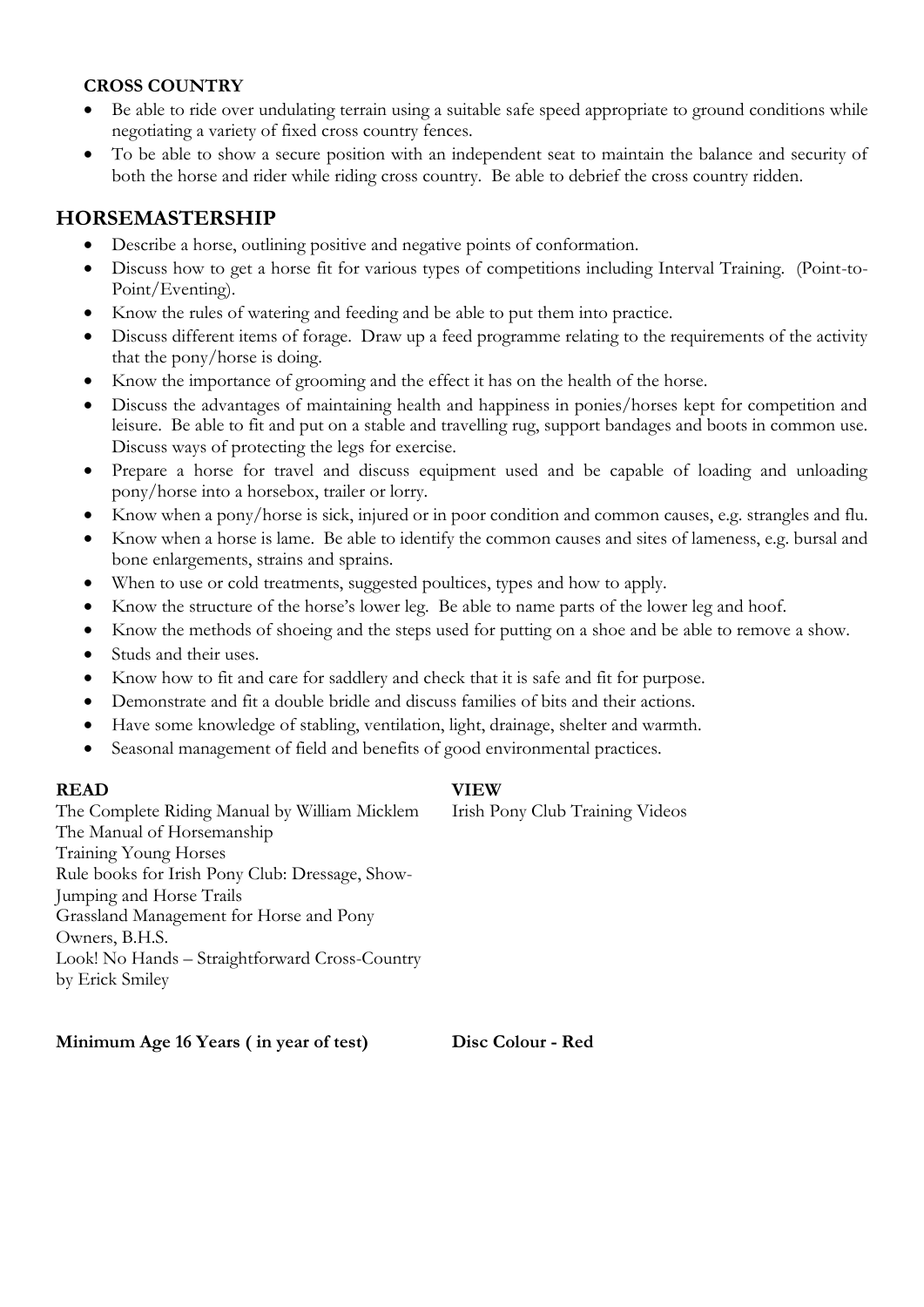**CROSS COUNTRY**

- Be able to ride over undulating terrain using a suitable safe speed appropriate to ground conditions while negotiating a variety of fixed cross country fences.
- To be able to show a secure position with an independent seat to maintain the balance and security of both the horse and rider while riding cross country. Be able to debrief the cross country ridden.

## HORSEMASTERSHIP

- Describe a horse, outlining positive and negative points of conformation.
- Discuss how to get a horse fit for various types of competitions including Interval Training. (Point-to-Point/Eventing).
- Know the rules of watering and feeding and be able to put them into practice.
- Discuss different items of forage. Draw up a feed programme relating to the requirements of the activity that the pony/horse is doing.
- Know the importance of grooming and the effect it has on the health of the horse.
- Discuss the advantages of maintaining health and happiness in ponies/horses kept for competition and leisure. Be able to fit and put on a stable and travelling rug, support bandages and boots in common use. Discuss ways of protecting the legs for exercise.
- Prepare a horse for travel and discuss equipment used and be capable of loading and unloading pony/horse into a horsebox, trailer or lorry.
- Know when a pony/horse is sick, injured or in poor condition and common causes, e.g. strangles and flu.
- Know when a horse is lame. Be able to identify the common causes and sites of lameness, e.g. bursal and bone enlargements, strains and sprains.
- When to use or cold treatments, suggested poultices, types and how to apply.
- Know the structure of the horse's lower leg. Be able to name parts of the lower leg and hoof.
- Know the methods of shoeing and the steps used for putting on a shoe and be able to remove a show.
- Studs and their uses.
- Know how to fit and care for saddlery and check that it is safe and fit for purpose.
- Demonstrate and fit a double bridle and discuss families of bits and their actions.
- Have some knowledge of stabling, ventilation, light, drainage, shelter and warmth.
- Seasonal management of field and benefits of good environmental practices.

**READ**

The Complete Riding Manual by William Micklem
The Manual of Horsemanship
Training Young Horses
Rule books for Irish Pony Club: Dressage, Show-Jumping and Horse Trails
Grassland Management for Horse and Pony Owners, B.H.S.
Look! No Hands – Straightforward Cross-Country by Erick Smiley

**VIEW**

Irish Pony Club Training Videos

**Minimum Age 16 Years ( in year of test)**

**Disc Colour - Red**